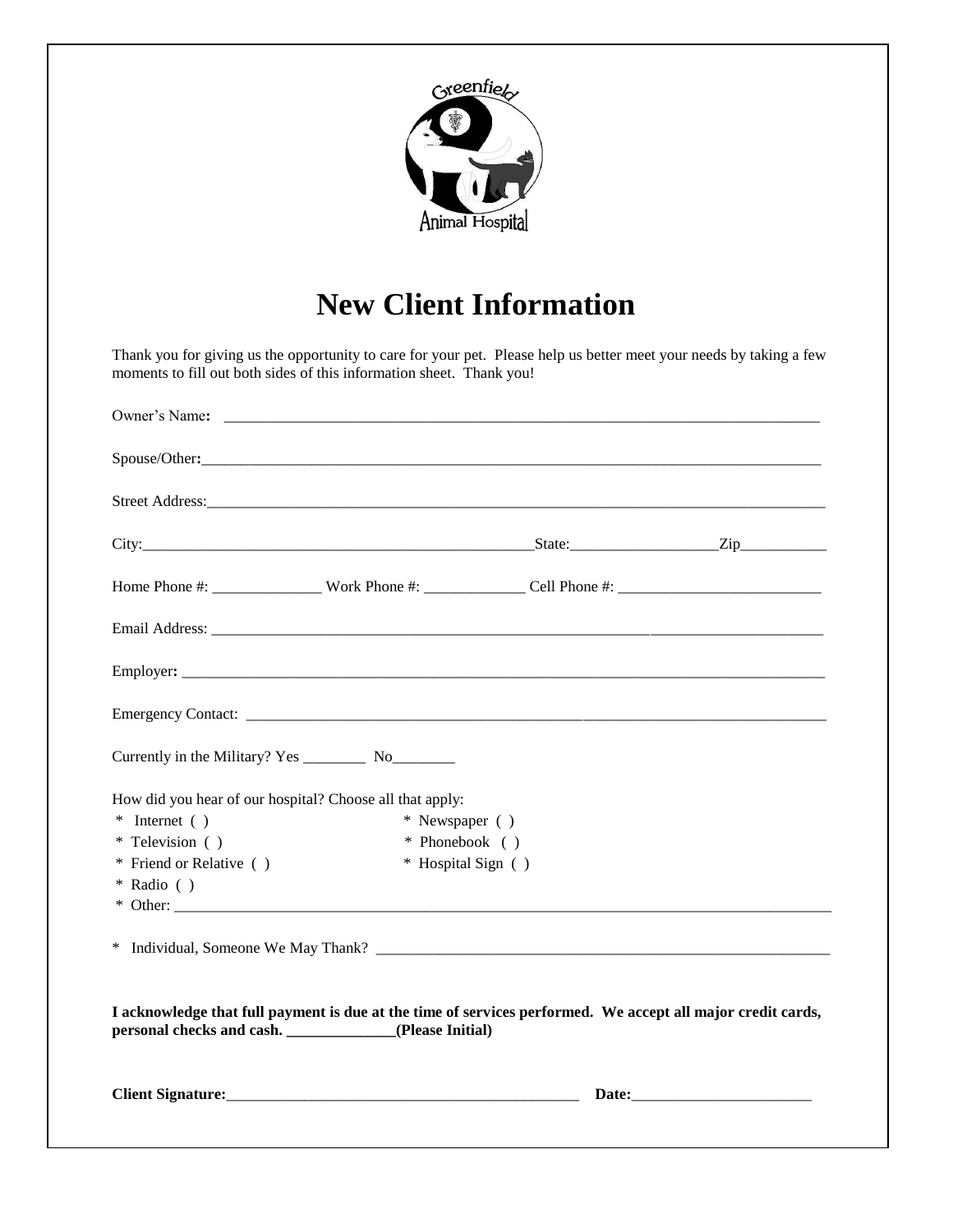Greenfield Animal Hospital

# New Client Information

Thank you for giving us the opportunity to care for your pet. Please help us better meet your needs by taking a few moments to fill out both sides of this information sheet. Thank you!

Owner's Name: ___________________________________________________________________________

Spouse/Other: ___________________________________________________________________________

Street Address: __________________________________________________________________________

City: ______________________________________________ State: _________________ Zip __________

Home Phone #: _____________ Work Phone #: ____________ Cell Phone #: ________________________

Email Address: ___________________________________________________________________________

Employer: _______________________________________________________________________________

Emergency Contact: _______________________________________________________________________

Currently in the Military? Yes ________ No________

How did you hear of our hospital? Choose all that apply:

* Internet ( )
* Newspaper ( )
* Television ( )
* Phonebook ( )
* Friend or Relative ( )
* Hospital Sign ( )
* Radio ( )
* Other: _______________________________________________________________________________

* Individual, Someone We May Thank? _______________________________________________________

**I acknowledge that full payment is due at the time of services performed. We accept all major credit cards, personal checks and cash. ______________(Please Initial)**

**Client Signature:**_____________________________________________ **Date:**______________________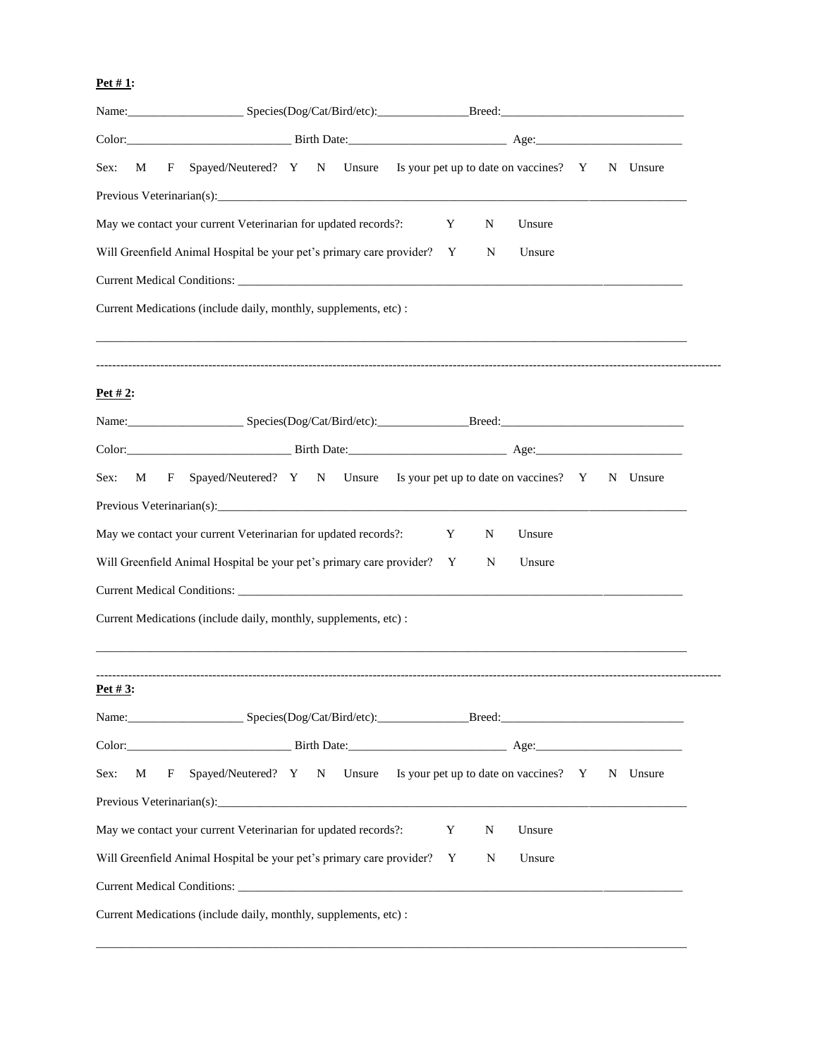**Pet # 1:**

Name:___________________ Species(Dog/Cat/Bird/etc):_______________Breed:______________________________

Color:___________________________ Birth Date:__________________________ Age:________________________

Sex: M F Spayed/Neutered? Y N Unsure Is your pet up to date on vaccines? Y N Unsure

Previous Veterinarian(s):_____________________________________________________________________________

May we contact your current Veterinarian for updated records?: Y N Unsure

Will Greenfield Animal Hospital be your pet's primary care provider? Y N Unsure

Current Medical Conditions: ______________________________________________________________________

Current Medications (include daily, monthly, supplements, etc) :

____________________________________________________________________________________________________

---

**Pet # 2:**

Name:___________________ Species(Dog/Cat/Bird/etc):_______________Breed:______________________________

Color:___________________________ Birth Date:__________________________ Age:________________________

Sex: M F Spayed/Neutered? Y N Unsure Is your pet up to date on vaccines? Y N Unsure

Previous Veterinarian(s):_____________________________________________________________________________

May we contact your current Veterinarian for updated records?: Y N Unsure

Will Greenfield Animal Hospital be your pet's primary care provider? Y N Unsure

Current Medical Conditions: ______________________________________________________________________

Current Medications (include daily, monthly, supplements, etc) :

____________________________________________________________________________________________________

---

**Pet # 3:**

Name:___________________ Species(Dog/Cat/Bird/etc):_______________Breed:______________________________

Color:___________________________ Birth Date:__________________________ Age:________________________

Sex: M F Spayed/Neutered? Y N Unsure Is your pet up to date on vaccines? Y N Unsure

Previous Veterinarian(s):_____________________________________________________________________________

May we contact your current Veterinarian for updated records?: Y N Unsure

Will Greenfield Animal Hospital be your pet's primary care provider? Y N Unsure

Current Medical Conditions: ______________________________________________________________________

Current Medications (include daily, monthly, supplements, etc) :

____________________________________________________________________________________________________